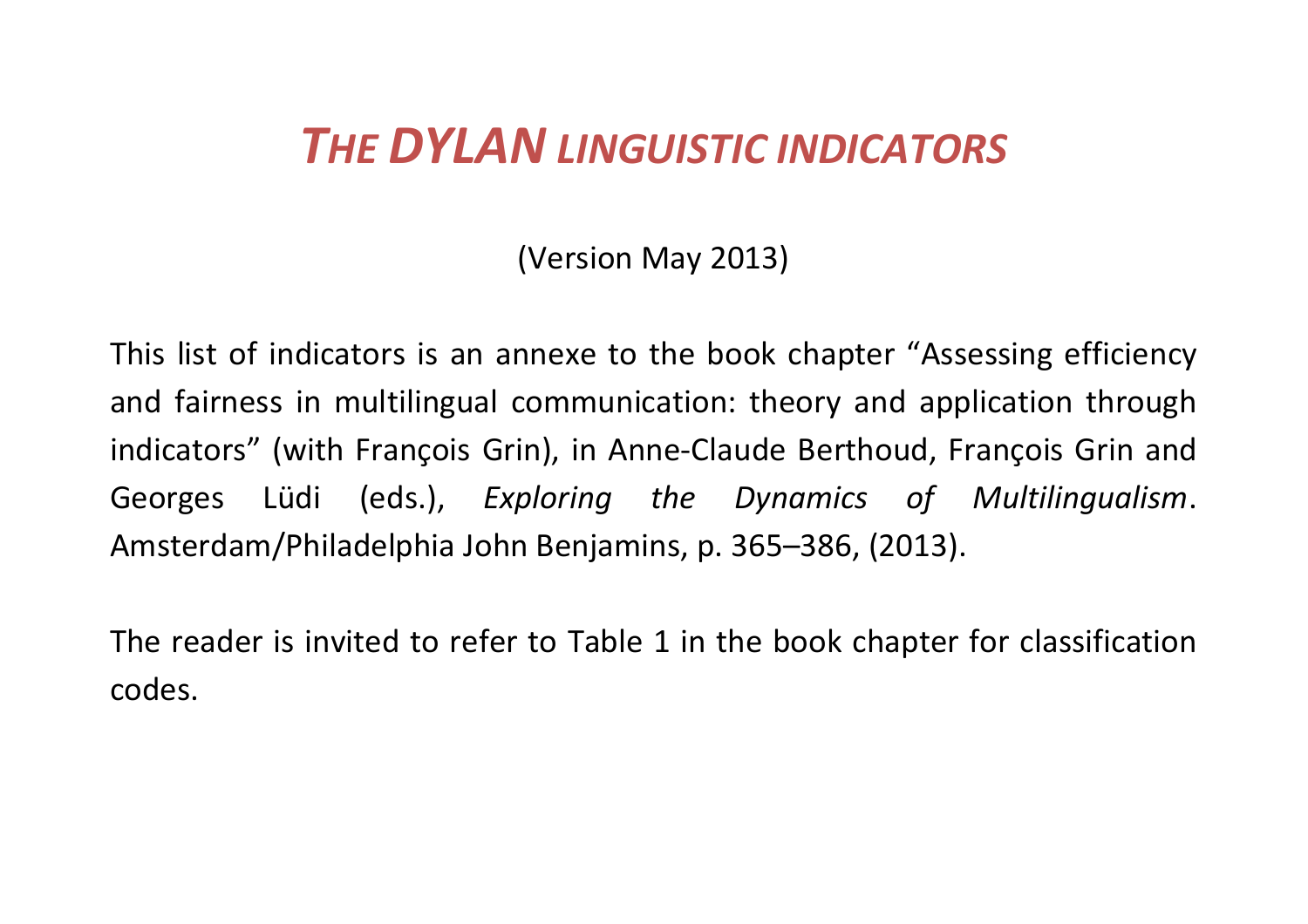# *THE DYLAN LINGUISTIC INDICATORS*

(Version May 2013)

This list of indicators is an annexe to the book chapter "Assessing efficiency and fairness in multilingual communication: theory and application through indicators" (with François Grin), in Anne-Claude Berthoud, François Grin and Georges Lüdi (eds.), *Exploring the Dynamics of Multilingualism*. Amsterdam/Philadelphia John Benjamins, p. 365–386, (2013).

The reader is invited to refer to Table 1 in the book chapter for classification codes.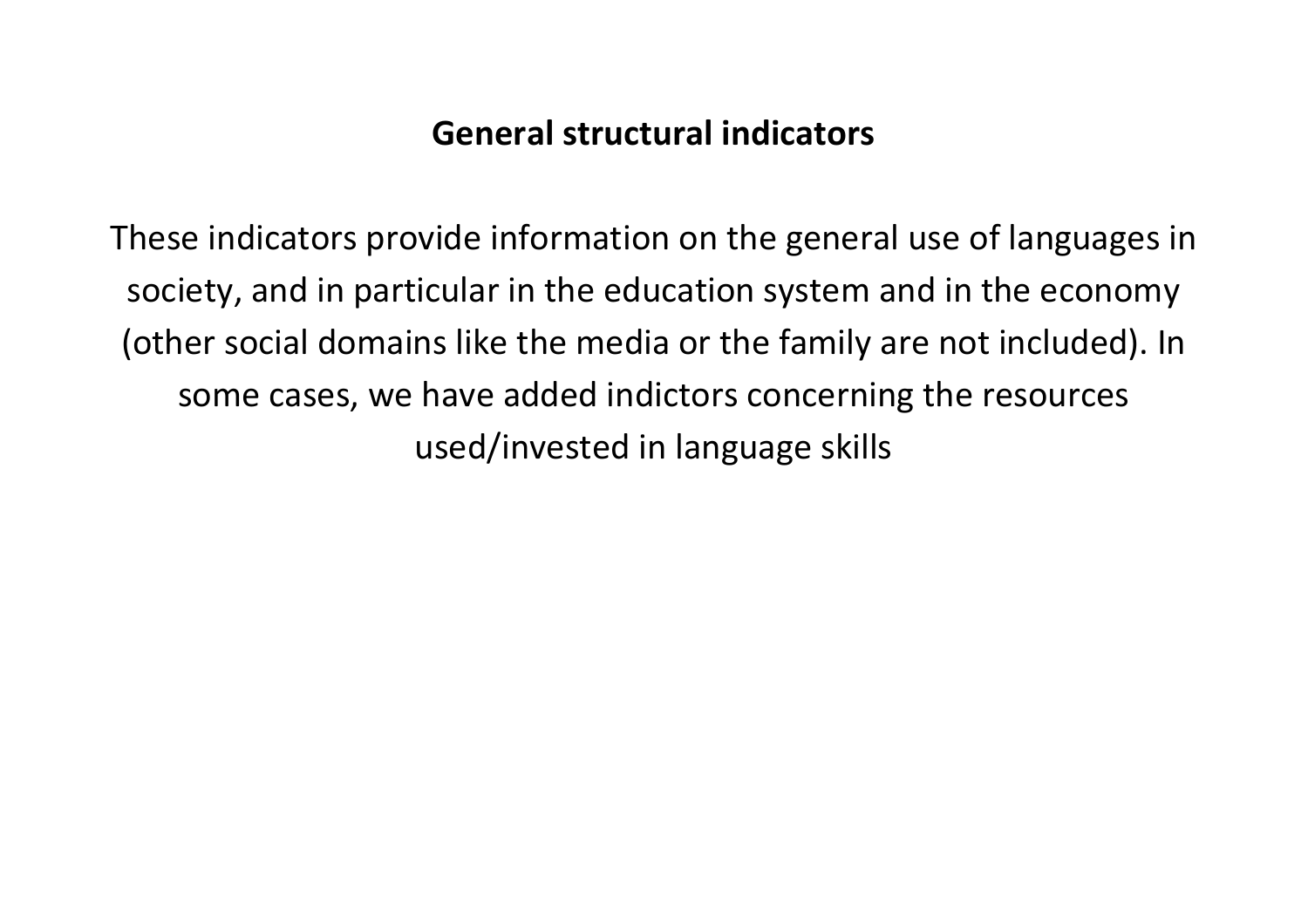# General structural indicators

These indicators provide information on the general use of languages in society, and in particular in the education system and in the economy (other social domains like the media or the family are not included). In some cases, we have added indictors concerning the resources used/invested in language skills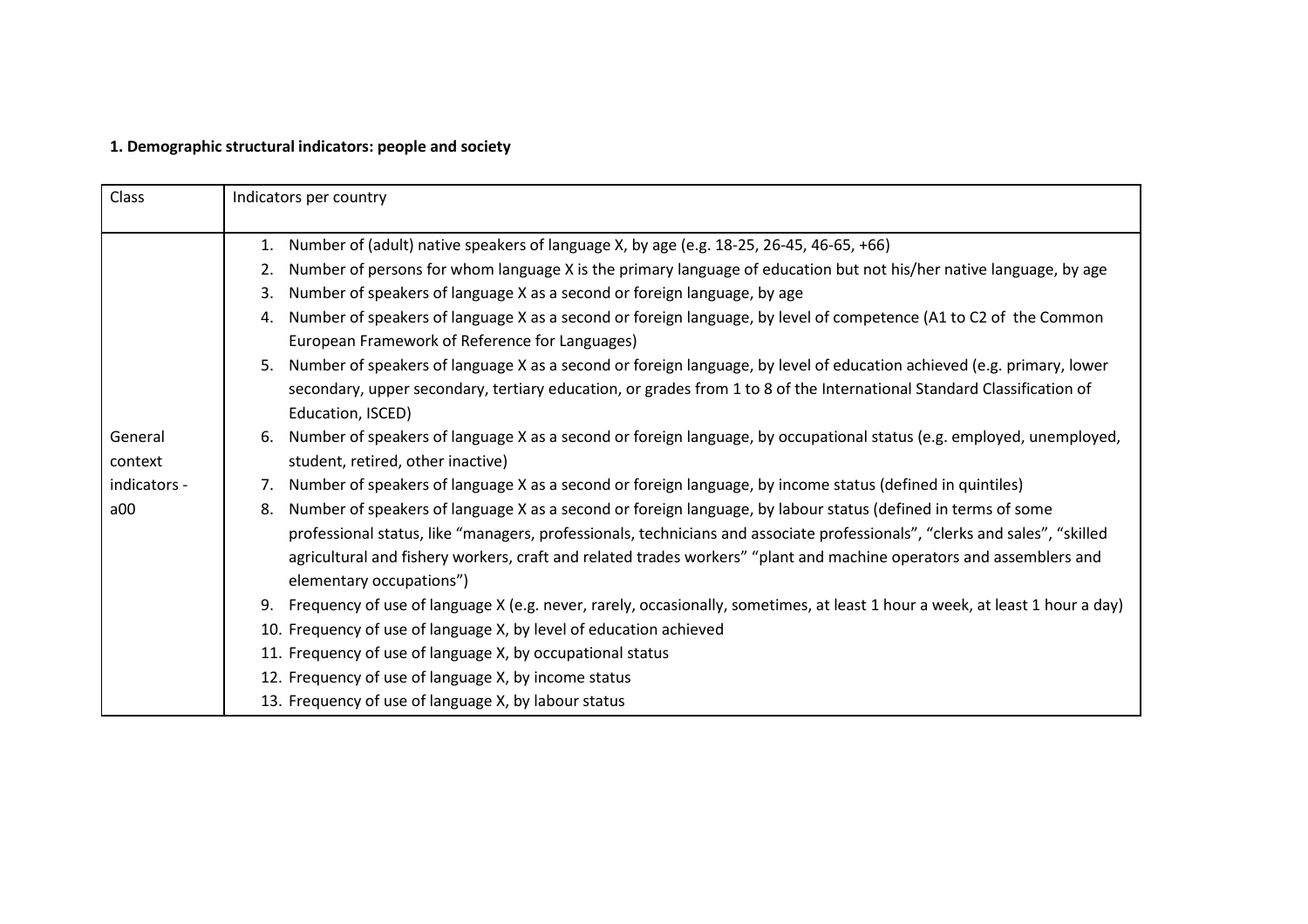**1. Demographic structural indicators: people and society**

| Class | Indicators per country |
|---|---|
| General context indicators - a00 | 1. Number of (adult) native speakers of language X, by age (e.g. 18-25, 26-45, 46-65, +66)<br>2. Number of persons for whom language X is the primary language of education but not his/her native language, by age<br>3. Number of speakers of language X as a second or foreign language, by age<br>4. Number of speakers of language X as a second or foreign language, by level of competence (A1 to C2 of the Common European Framework of Reference for Languages)<br>5. Number of speakers of language X as a second or foreign language, by level of education achieved (e.g. primary, lower secondary, upper secondary, tertiary education, or grades from 1 to 8 of the International Standard Classification of Education, ISCED)<br>6. Number of speakers of language X as a second or foreign language, by occupational status (e.g. employed, unemployed, student, retired, other inactive)<br>7. Number of speakers of language X as a second or foreign language, by income status (defined in quintiles)<br>8. Number of speakers of language X as a second or foreign language, by labour status (defined in terms of some professional status, like "managers, professionals, technicians and associate professionals", "clerks and sales", "skilled agricultural and fishery workers, craft and related trades workers" "plant and machine operators and assemblers and elementary occupations")<br>9. Frequency of use of language X (e.g. never, rarely, occasionally, sometimes, at least 1 hour a week, at least 1 hour a day)<br>10. Frequency of use of language X, by level of education achieved<br>11. Frequency of use of language X, by occupational status<br>12. Frequency of use of language X, by income status<br>13. Frequency of use of language X, by labour status |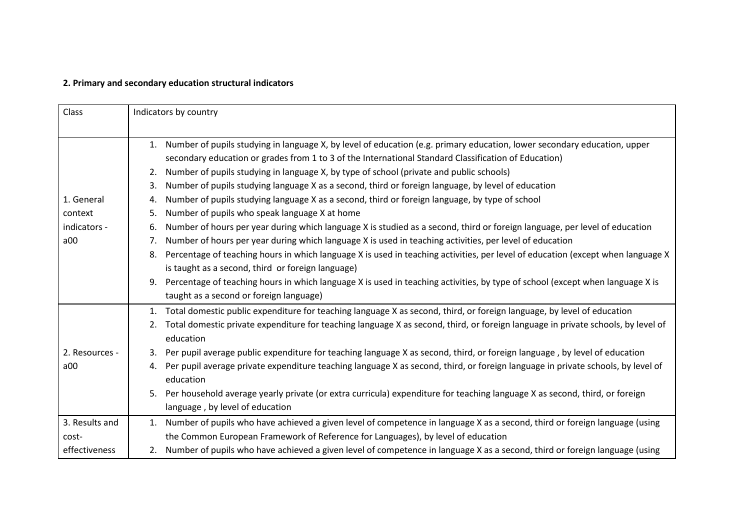**2. Primary and secondary education structural indicators**

| Class | Indicators by country |
|---|---|
| 1. General context indicators - a00 | 1. Number of pupils studying in language X, by level of education (e.g. primary education, lower secondary education, upper secondary education or grades from 1 to 3 of the International Standard Classification of Education)<br>2. Number of pupils studying in language X, by type of school (private and public schools)<br>3. Number of pupils studying language X as a second, third or foreign language, by level of education<br>4. Number of pupils studying language X as a second, third or foreign language, by type of school<br>5. Number of pupils who speak language X at home<br>6. Number of hours per year during which language X is studied as a second, third or foreign language, per level of education<br>7. Number of hours per year during which language X is used in teaching activities, per level of education<br>8. Percentage of teaching hours in which language X is used in teaching activities, per level of education (except when language X is taught as a second, third or foreign language)<br>9. Percentage of teaching hours in which language X is used in teaching activities, by type of school (except when language X is taught as a second or foreign language) |
| 2. Resources - a00 | 1. Total domestic public expenditure for teaching language X as second, third, or foreign language, by level of education<br>2. Total domestic private expenditure for teaching language X as second, third, or foreign language in private schools, by level of education<br>3. Per pupil average public expenditure for teaching language X as second, third, or foreign language , by level of education<br>4. Per pupil average private expenditure teaching language X as second, third, or foreign language in private schools, by level of education<br>5. Per household average yearly private (or extra curricula) expenditure for teaching language X as second, third, or foreign language , by level of education |
| 3. Results and cost-effectiveness | 1. Number of pupils who have achieved a given level of competence in language X as a second, third or foreign language (using the Common European Framework of Reference for Languages), by level of education<br>2. Number of pupils who have achieved a given level of competence in language X as a second, third or foreign language (using |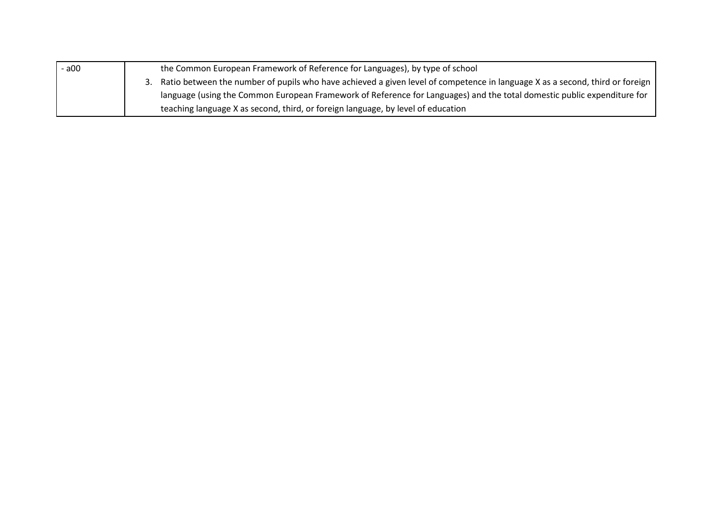| | |
|---|---|
| - a00 | the Common European Framework of Reference for Languages), by type of school<br>3. Ratio between the number of pupils who have achieved a given level of competence in language X as a second, third or foreign language (using the Common European Framework of Reference for Languages) and the total domestic public expenditure for teaching language X as second, third, or foreign language, by level of education |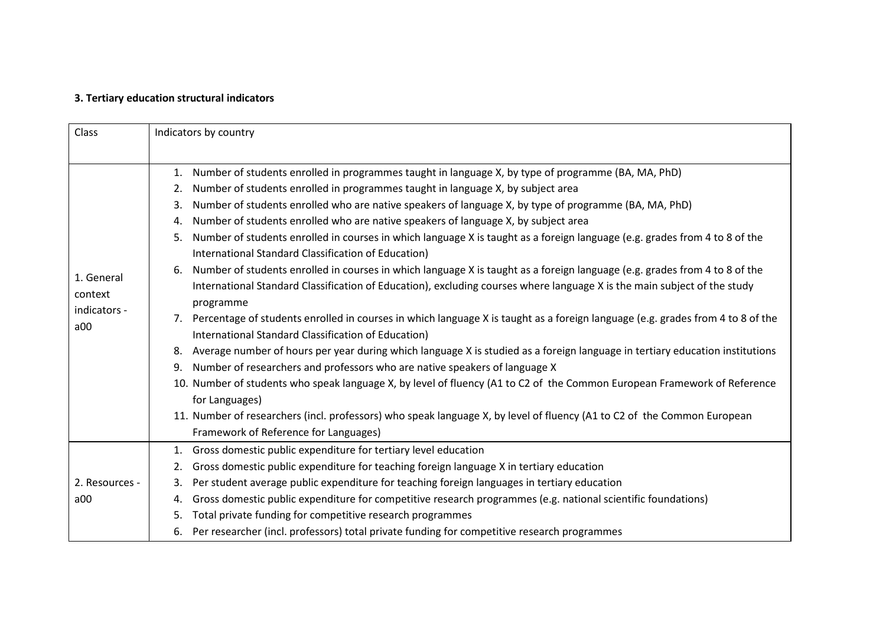**3. Tertiary education structural indicators**

| Class | Indicators by country |
|---|---|
| 1. General context indicators - a00 | 1. Number of students enrolled in programmes taught in language X, by type of programme (BA, MA, PhD)<br>2. Number of students enrolled in programmes taught in language X, by subject area<br>3. Number of students enrolled who are native speakers of language X, by type of programme (BA, MA, PhD)<br>4. Number of students enrolled who are native speakers of language X, by subject area<br>5. Number of students enrolled in courses in which language X is taught as a foreign language (e.g. grades from 4 to 8 of the International Standard Classification of Education)<br>6. Number of students enrolled in courses in which language X is taught as a foreign language (e.g. grades from 4 to 8 of the International Standard Classification of Education), excluding courses where language X is the main subject of the study programme<br>7. Percentage of students enrolled in courses in which language X is taught as a foreign language (e.g. grades from 4 to 8 of the International Standard Classification of Education)<br>8. Average number of hours per year during which language X is studied as a foreign language in tertiary education institutions<br>9. Number of researchers and professors who are native speakers of language X<br>10. Number of students who speak language X, by level of fluency (A1 to C2 of the Common European Framework of Reference for Languages)<br>11. Number of researchers (incl. professors) who speak language X, by level of fluency (A1 to C2 of the Common European Framework of Reference for Languages) |
| 2. Resources - a00 | 1. Gross domestic public expenditure for tertiary level education<br>2. Gross domestic public expenditure for teaching foreign language X in tertiary education<br>3. Per student average public expenditure for teaching foreign languages in tertiary education<br>4. Gross domestic public expenditure for competitive research programmes (e.g. national scientific foundations)<br>5. Total private funding for competitive research programmes<br>6. Per researcher (incl. professors) total private funding for competitive research programmes |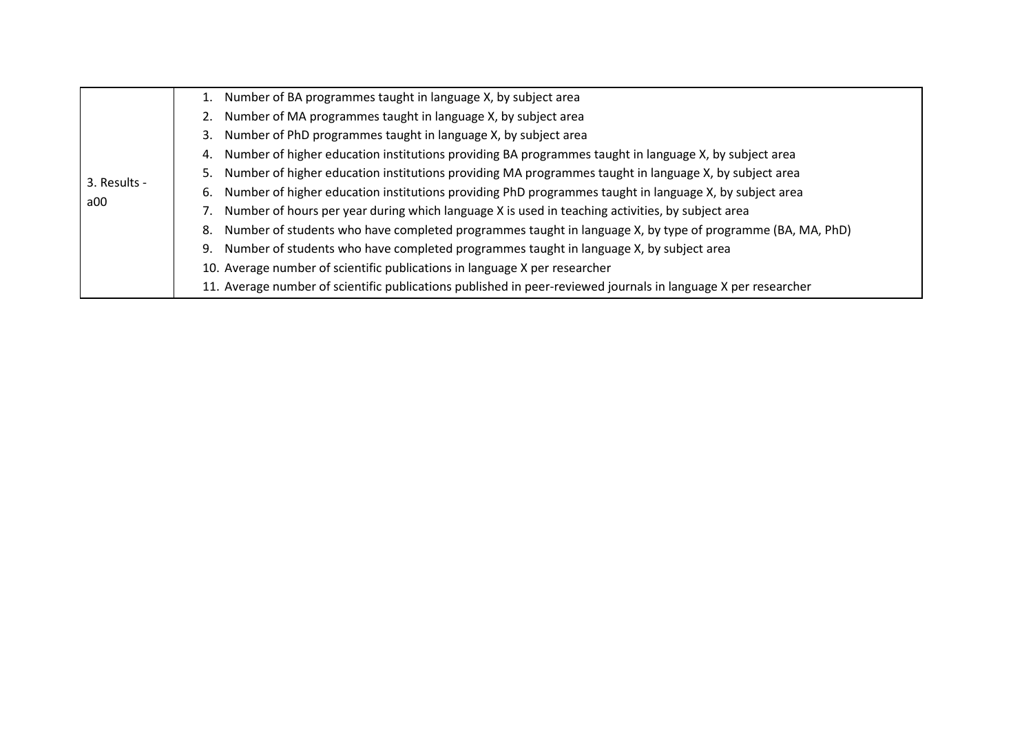| | |
|---|---|
| 3. Results - a00 | 1. Number of BA programmes taught in language X, by subject area<br>2. Number of MA programmes taught in language X, by subject area<br>3. Number of PhD programmes taught in language X, by subject area<br>4. Number of higher education institutions providing BA programmes taught in language X, by subject area<br>5. Number of higher education institutions providing MA programmes taught in language X, by subject area<br>6. Number of higher education institutions providing PhD programmes taught in language X, by subject area<br>7. Number of hours per year during which language X is used in teaching activities, by subject area<br>8. Number of students who have completed programmes taught in language X, by type of programme (BA, MA, PhD)<br>9. Number of students who have completed programmes taught in language X, by subject area<br>10. Average number of scientific publications in language X per researcher<br>11. Average number of scientific publications published in peer-reviewed journals in language X per researcher |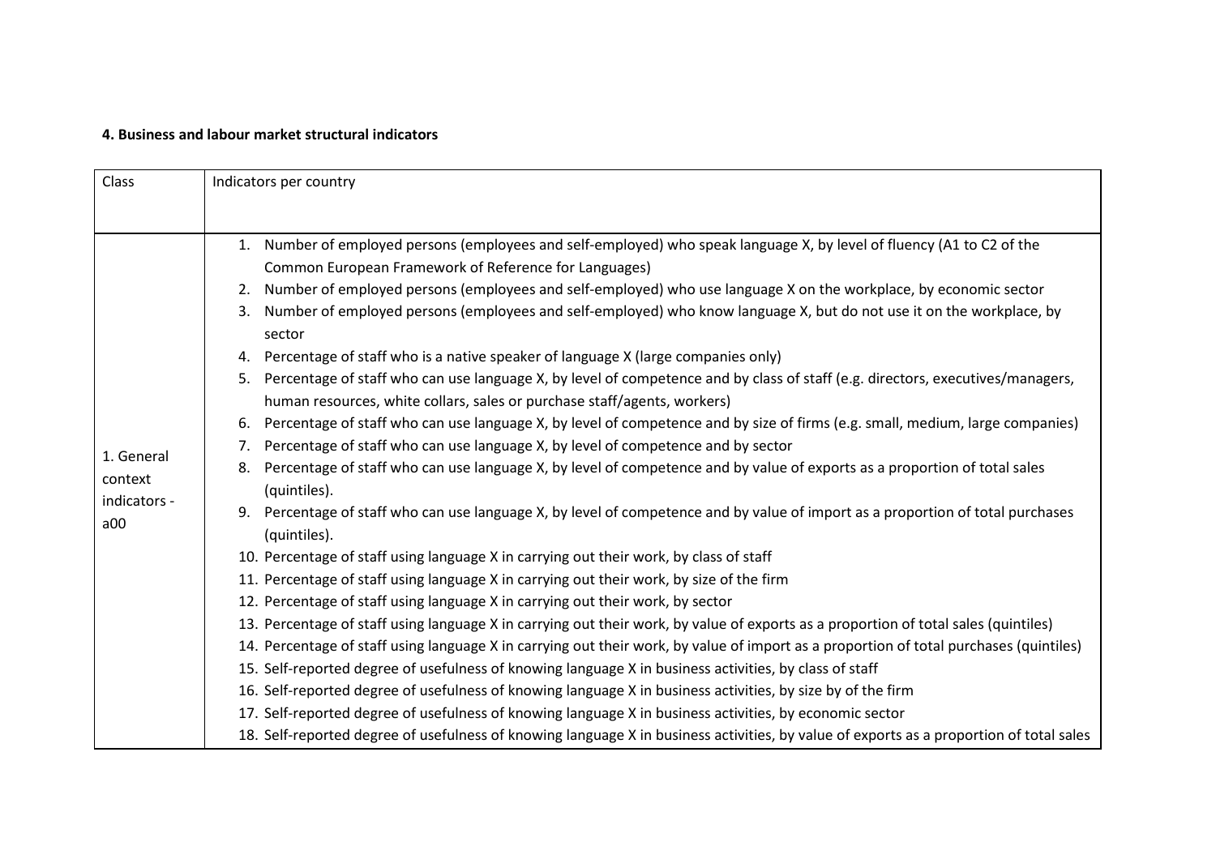**4. Business and labour market structural indicators**

| Class | Indicators per country |
|---|---|
| 1. General context indicators - a00 | 1. Number of employed persons (employees and self-employed) who speak language X, by level of fluency (A1 to C2 of the Common European Framework of Reference for Languages)<br>2. Number of employed persons (employees and self-employed) who use language X on the workplace, by economic sector<br>3. Number of employed persons (employees and self-employed) who know language X, but do not use it on the workplace, by sector<br>4. Percentage of staff who is a native speaker of language X (large companies only)<br>5. Percentage of staff who can use language X, by level of competence and by class of staff (e.g. directors, executives/managers, human resources, white collars, sales or purchase staff/agents, workers)<br>6. Percentage of staff who can use language X, by level of competence and by size of firms (e.g. small, medium, large companies)<br>7. Percentage of staff who can use language X, by level of competence and by sector<br>8. Percentage of staff who can use language X, by level of competence and by value of exports as a proportion of total sales (quintiles).<br>9. Percentage of staff who can use language X, by level of competence and by value of import as a proportion of total purchases (quintiles).<br>10. Percentage of staff using language X in carrying out their work, by class of staff<br>11. Percentage of staff using language X in carrying out their work, by size of the firm<br>12. Percentage of staff using language X in carrying out their work, by sector<br>13. Percentage of staff using language X in carrying out their work, by value of exports as a proportion of total sales (quintiles)<br>14. Percentage of staff using language X in carrying out their work, by value of import as a proportion of total purchases (quintiles)<br>15. Self-reported degree of usefulness of knowing language X in business activities, by class of staff<br>16. Self-reported degree of usefulness of knowing language X in business activities, by size by of the firm<br>17. Self-reported degree of usefulness of knowing language X in business activities, by economic sector<br>18. Self-reported degree of usefulness of knowing language X in business activities, by value of exports as a proportion of total sales |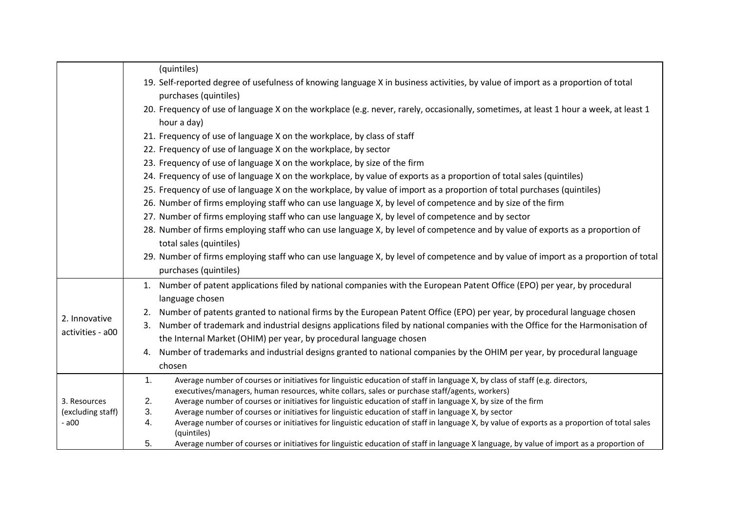| | |
|---|---|
| | (quintiles)<br>19. Self-reported degree of usefulness of knowing language X in business activities, by value of import as a proportion of total purchases (quintiles)<br>20. Frequency of use of language X on the workplace (e.g. never, rarely, occasionally, sometimes, at least 1 hour a week, at least 1 hour a day)<br>21. Frequency of use of language X on the workplace, by class of staff<br>22. Frequency of use of language X on the workplace, by sector<br>23. Frequency of use of language X on the workplace, by size of the firm<br>24. Frequency of use of language X on the workplace, by value of exports as a proportion of total sales (quintiles)<br>25. Frequency of use of language X on the workplace, by value of import as a proportion of total purchases (quintiles)<br>26. Number of firms employing staff who can use language X, by level of competence and by size of the firm<br>27. Number of firms employing staff who can use language X, by level of competence and by sector<br>28. Number of firms employing staff who can use language X, by level of competence and by value of exports as a proportion of total sales (quintiles)<br>29. Number of firms employing staff who can use language X, by level of competence and by value of import as a proportion of total purchases (quintiles) |
| 2. Innovative activities - a00 | 1. Number of patent applications filed by national companies with the European Patent Office (EPO) per year, by procedural language chosen<br>2. Number of patents granted to national firms by the European Patent Office (EPO) per year, by procedural language chosen<br>3. Number of trademark and industrial designs applications filed by national companies with the Office for the Harmonisation of the Internal Market (OHIM) per year, by procedural language chosen<br>4. Number of trademarks and industrial designs granted to national companies by the OHIM per year, by procedural language chosen |
| 3. Resources (excluding staff) - a00 | 1. Average number of courses or initiatives for linguistic education of staff in language X, by class of staff (e.g. directors, executives/managers, human resources, white collars, sales or purchase staff/agents, workers)<br>2. Average number of courses or initiatives for linguistic education of staff in language X, by size of the firm<br>3. Average number of courses or initiatives for linguistic education of staff in language X, by sector<br>4. Average number of courses or initiatives for linguistic education of staff in language X, by value of exports as a proportion of total sales (quintiles)<br>5. Average number of courses or initiatives for linguistic education of staff in language X language, by value of import as a proportion of |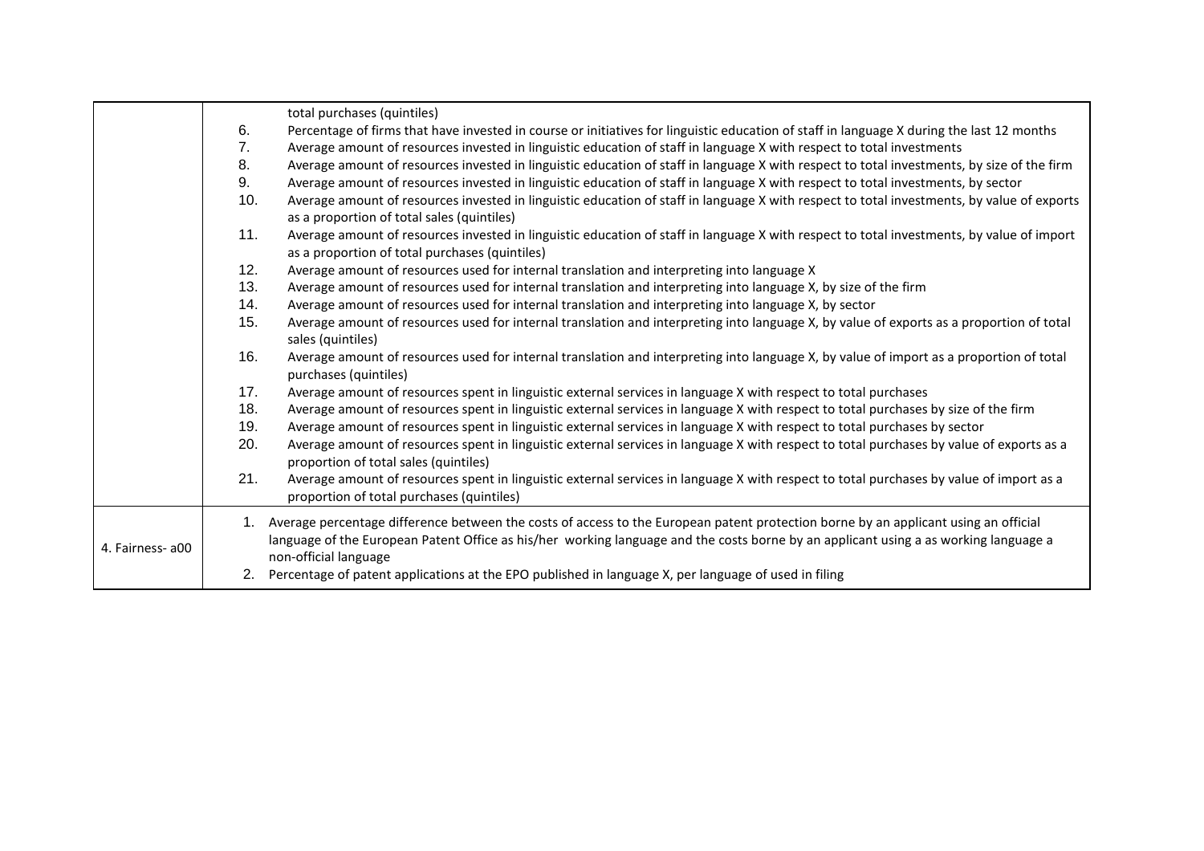| | |
|---|---|
| | total purchases (quintiles)<br>6. Percentage of firms that have invested in course or initiatives for linguistic education of staff in language X during the last 12 months<br>7. Average amount of resources invested in linguistic education of staff in language X with respect to total investments<br>8. Average amount of resources invested in linguistic education of staff in language X with respect to total investments, by size of the firm<br>9. Average amount of resources invested in linguistic education of staff in language X with respect to total investments, by sector<br>10. Average amount of resources invested in linguistic education of staff in language X with respect to total investments, by value of exports as a proportion of total sales (quintiles)<br>11. Average amount of resources invested in linguistic education of staff in language X with respect to total investments, by value of import as a proportion of total purchases (quintiles)<br>12. Average amount of resources used for internal translation and interpreting into language X<br>13. Average amount of resources used for internal translation and interpreting into language X, by size of the firm<br>14. Average amount of resources used for internal translation and interpreting into language X, by sector<br>15. Average amount of resources used for internal translation and interpreting into language X, by value of exports as a proportion of total sales (quintiles)<br>16. Average amount of resources used for internal translation and interpreting into language X, by value of import as a proportion of total purchases (quintiles)<br>17. Average amount of resources spent in linguistic external services in language X with respect to total purchases<br>18. Average amount of resources spent in linguistic external services in language X with respect to total purchases by size of the firm<br>19. Average amount of resources spent in linguistic external services in language X with respect to total purchases by sector<br>20. Average amount of resources spent in linguistic external services in language X with respect to total purchases by value of exports as a proportion of total sales (quintiles)<br>21. Average amount of resources spent in linguistic external services in language X with respect to total purchases by value of import as a proportion of total purchases (quintiles) |
| 4. Fairness- a00 | 1. Average percentage difference between the costs of access to the European patent protection borne by an applicant using an official language of the European Patent Office as his/her working language and the costs borne by an applicant using a as working language a non-official language<br>2. Percentage of patent applications at the EPO published in language X, per language of used in filing |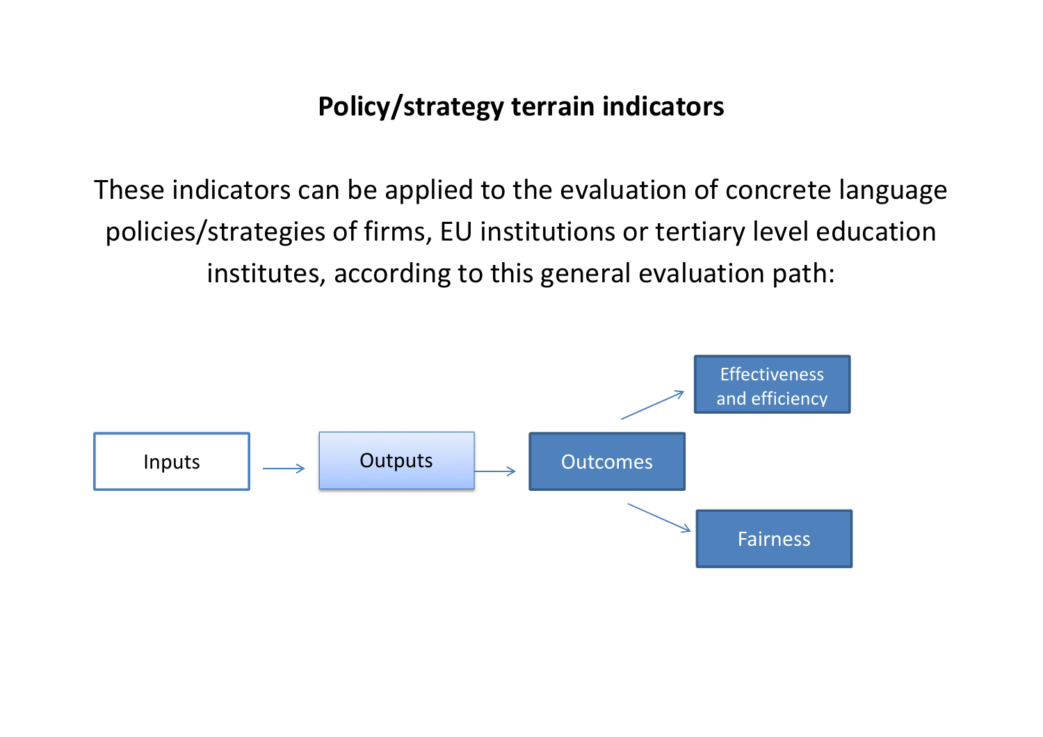## Policy/strategy terrain indicators

These indicators can be applied to the evaluation of concrete language policies/strategies of firms, EU institutions or tertiary level education institutes, according to this general evaluation path:

Inputs → Outputs → Outcomes → Effectiveness and efficiency

Outcomes → Fairness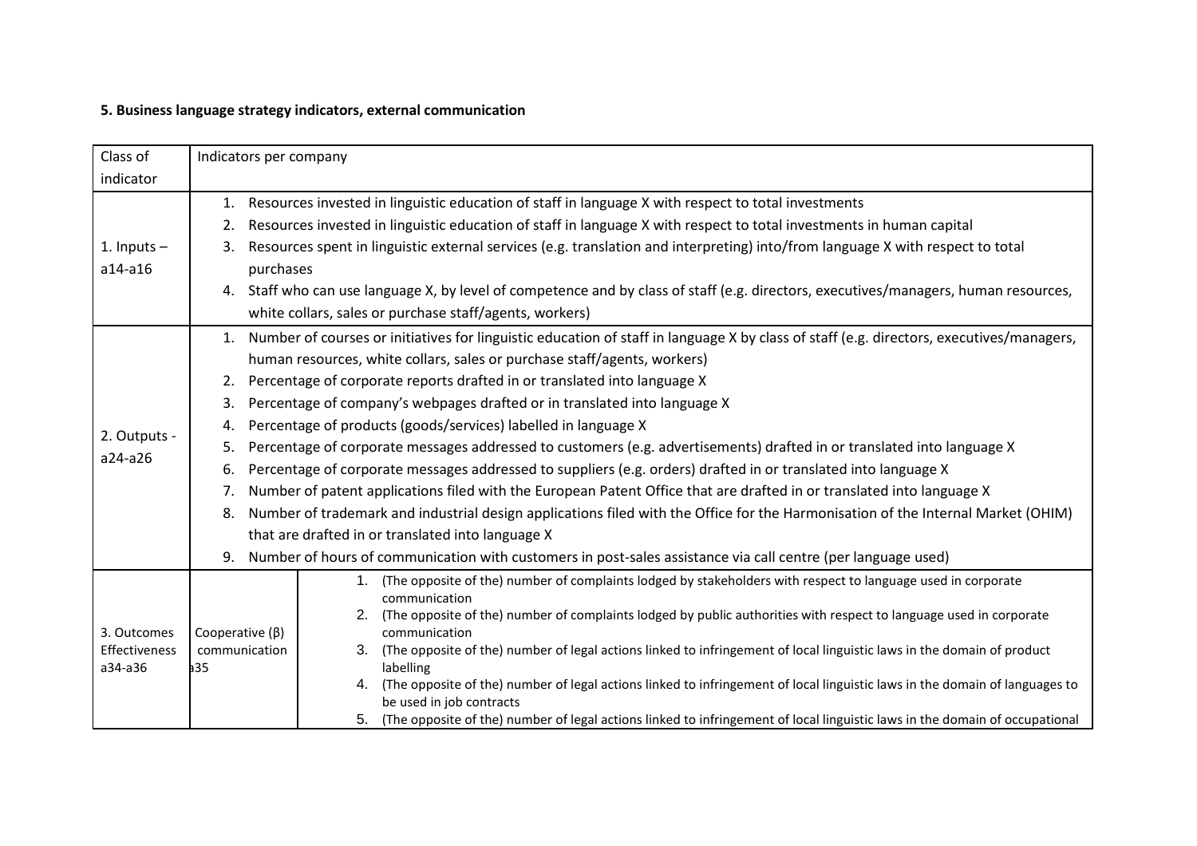**5. Business language strategy indicators, external communication**

| Class of indicator | Indicators per company | |
|---|---|---|
| 1. Inputs – a14-a16 | 1. Resources invested in linguistic education of staff in language X with respect to total investments<br>2. Resources invested in linguistic education of staff in language X with respect to total investments in human capital<br>3. Resources spent in linguistic external services (e.g. translation and interpreting) into/from language X with respect to total purchases<br>4. Staff who can use language X, by level of competence and by class of staff (e.g. directors, executives/managers, human resources, white collars, sales or purchase staff/agents, workers) | |
| 2. Outputs - a24-a26 | 1. Number of courses or initiatives for linguistic education of staff in language X by class of staff (e.g. directors, executives/managers, human resources, white collars, sales or purchase staff/agents, workers)<br>2. Percentage of corporate reports drafted in or translated into language X<br>3. Percentage of company's webpages drafted or in translated into language X<br>4. Percentage of products (goods/services) labelled in language X<br>5. Percentage of corporate messages addressed to customers (e.g. advertisements) drafted in or translated into language X<br>6. Percentage of corporate messages addressed to suppliers (e.g. orders) drafted in or translated into language X<br>7. Number of patent applications filed with the European Patent Office that are drafted in or translated into language X<br>8. Number of trademark and industrial design applications filed with the Office for the Harmonisation of the Internal Market (OHIM) that are drafted in or translated into language X<br>9. Number of hours of communication with customers in post-sales assistance via call centre (per language used) | |
| 3. Outcomes Effectiveness a34-a36 | Cooperative (β) communication a35 | 1. (The opposite of the) number of complaints lodged by stakeholders with respect to language used in corporate communication<br>2. (The opposite of the) number of complaints lodged by public authorities with respect to language used in corporate communication<br>3. (The opposite of the) number of legal actions linked to infringement of local linguistic laws in the domain of product labelling<br>4. (The opposite of the) number of legal actions linked to infringement of local linguistic laws in the domain of languages to be used in job contracts<br>5. (The opposite of the) number of legal actions linked to infringement of local linguistic laws in the domain of occupational |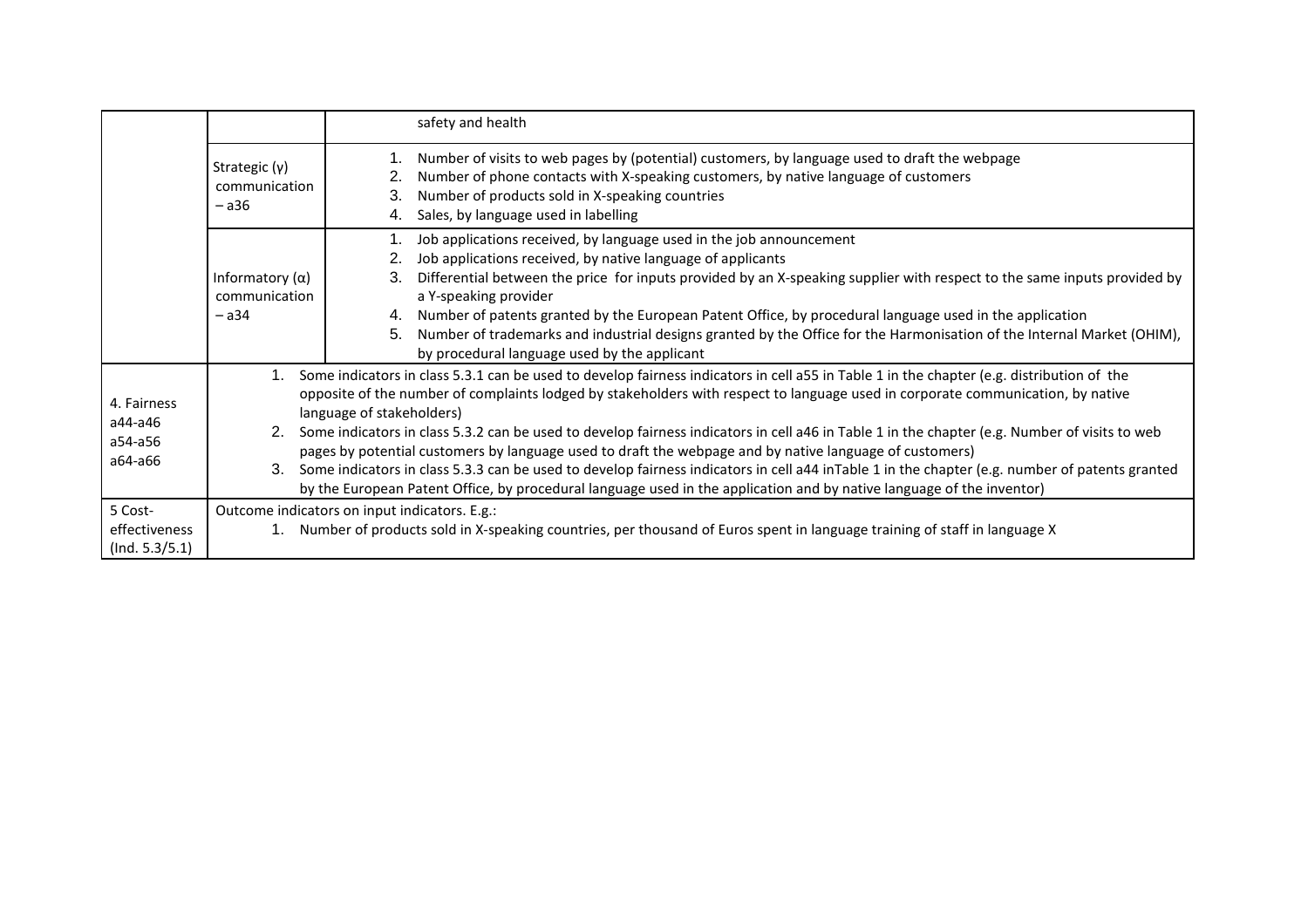| | | |
|---|---|---|
| | | safety and health |
| | Strategic (γ) communication – a36 | 1. Number of visits to web pages by (potential) customers, by language used to draft the webpage<br>2. Number of phone contacts with X-speaking customers, by native language of customers<br>3. Number of products sold in X-speaking countries<br>4. Sales, by language used in labelling |
| | Informatory (α) communication – a34 | 1. Job applications received, by language used in the job announcement<br>2. Job applications received, by native language of applicants<br>3. Differential between the price for inputs provided by an X-speaking supplier with respect to the same inputs provided by a Y-speaking provider<br>4. Number of patents granted by the European Patent Office, by procedural language used in the application<br>5. Number of trademarks and industrial designs granted by the Office for the Harmonisation of the Internal Market (OHIM), by procedural language used by the applicant |
| 4. Fairness a44-a46 a54-a56 a64-a66 | 1. Some indicators in class 5.3.1 can be used to develop fairness indicators in cell a55 in Table 1 in the chapter (e.g. distribution of the opposite of the number of complaints lodged by stakeholders with respect to language used in corporate communication, by native language of stakeholders)<br>2. Some indicators in class 5.3.2 can be used to develop fairness indicators in cell a46 in Table 1 in the chapter (e.g. Number of visits to web pages by potential customers by language used to draft the webpage and by native language of customers)<br>3. Some indicators in class 5.3.3 can be used to develop fairness indicators in cell a44 inTable 1 in the chapter (e.g. number of patents granted by the European Patent Office, by procedural language used in the application and by native language of the inventor) | |
| 5 Cost-effectiveness (Ind. 5.3/5.1) | Outcome indicators on input indicators. E.g.:<br>1. Number of products sold in X-speaking countries, per thousand of Euros spent in language training of staff in language X | |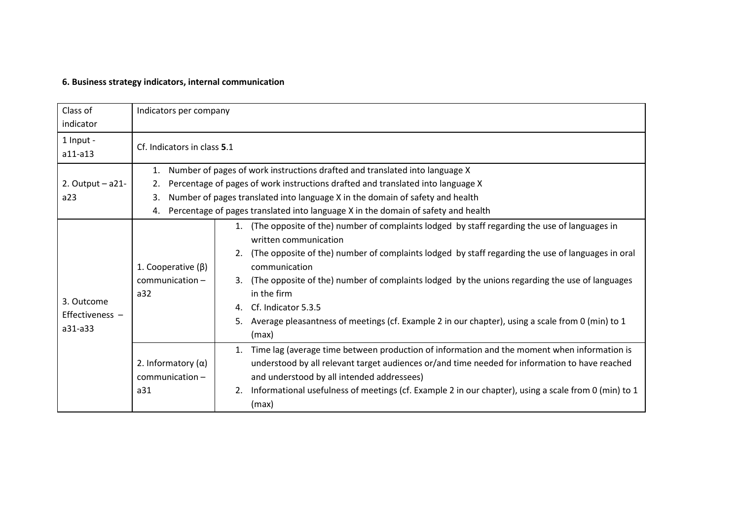**6. Business strategy indicators, internal communication**

| Class of indicator | Indicators per company | |
|---|---|---|
| 1 Input - a11-a13 | Cf. Indicators in class **5**.1 | |
| 2. Output – a21-a23 | 1. Number of pages of work instructions drafted and translated into language X<br>2. Percentage of pages of work instructions drafted and translated into language X<br>3. Number of pages translated into language X in the domain of safety and health<br>4. Percentage of pages translated into language X in the domain of safety and health | |
| 3. Outcome Effectiveness – a31-a33 | 1. Cooperative (β) communication – a32 | 1. (The opposite of the) number of complaints lodged by staff regarding the use of languages in written communication<br>2. (The opposite of the) number of complaints lodged by staff regarding the use of languages in oral communication<br>3. (The opposite of the) number of complaints lodged by the unions regarding the use of languages in the firm<br>4. Cf. Indicator 5.3.5<br>5. Average pleasantness of meetings (cf. Example 2 in our chapter), using a scale from 0 (min) to 1 (max) |
| | 2. Informatory (α) communication – a31 | 1. Time lag (average time between production of information and the moment when information is understood by all relevant target audiences or/and time needed for information to have reached and understood by all intended addressees)<br>2. Informational usefulness of meetings (cf. Example 2 in our chapter), using a scale from 0 (min) to 1 (max) |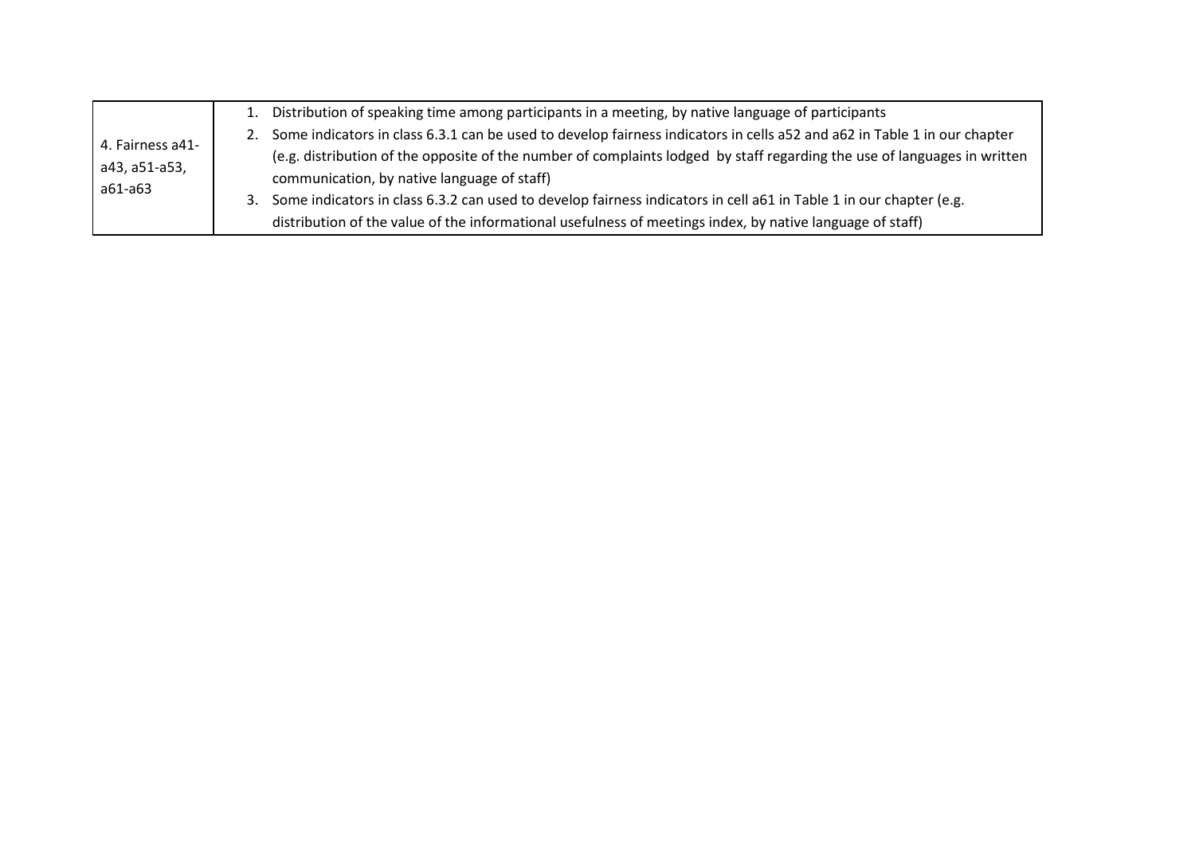| | |
|---|---|
| 4. Fairness a41-a43, a51-a53, a61-a63 | 1. Distribution of speaking time among participants in a meeting, by native language of participants<br>2. Some indicators in class 6.3.1 can be used to develop fairness indicators in cells a52 and a62 in Table 1 in our chapter (e.g. distribution of the opposite of the number of complaints lodged by staff regarding the use of languages in written communication, by native language of staff)<br>3. Some indicators in class 6.3.2 can used to develop fairness indicators in cell a61 in Table 1 in our chapter (e.g. distribution of the value of the informational usefulness of meetings index, by native language of staff) |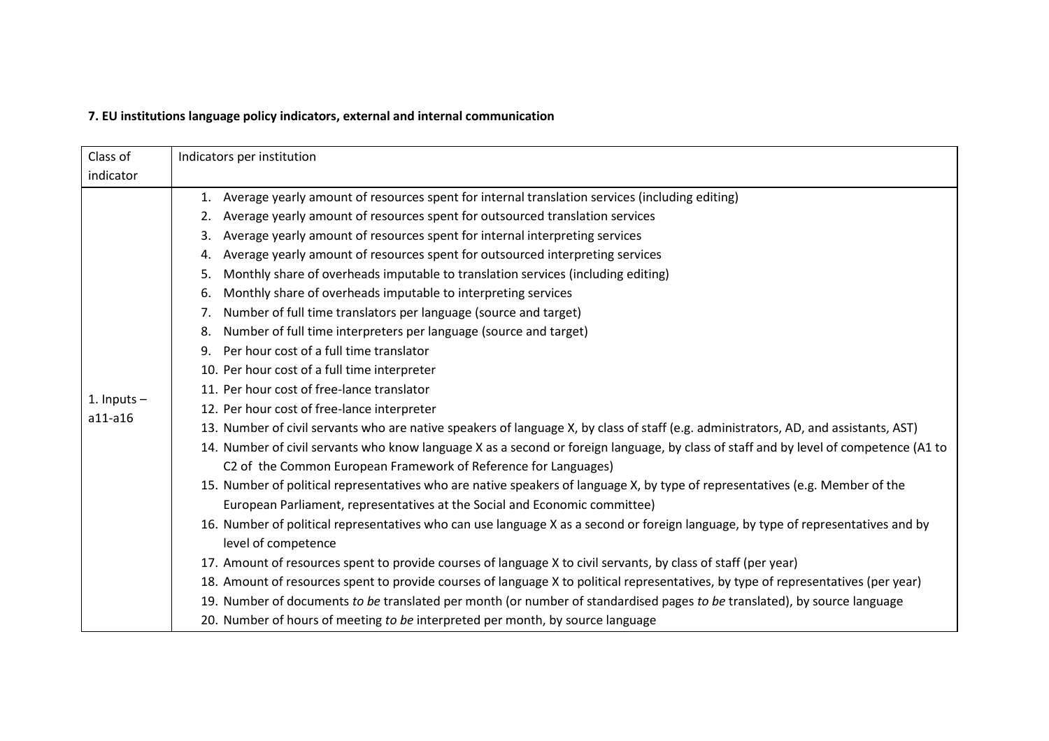**7. EU institutions language policy indicators, external and internal communication**

| Class of indicator | Indicators per institution |
|---|---|
| 1. Inputs – a11-a16 | 1. Average yearly amount of resources spent for internal translation services (including editing)<br>2. Average yearly amount of resources spent for outsourced translation services<br>3. Average yearly amount of resources spent for internal interpreting services<br>4. Average yearly amount of resources spent for outsourced interpreting services<br>5. Monthly share of overheads imputable to translation services (including editing)<br>6. Monthly share of overheads imputable to interpreting services<br>7. Number of full time translators per language (source and target)<br>8. Number of full time interpreters per language (source and target)<br>9. Per hour cost of a full time translator<br>10. Per hour cost of a full time interpreter<br>11. Per hour cost of free-lance translator<br>12. Per hour cost of free-lance interpreter<br>13. Number of civil servants who are native speakers of language X, by class of staff (e.g. administrators, AD, and assistants, AST)<br>14. Number of civil servants who know language X as a second or foreign language, by class of staff and by level of competence (A1 to C2 of the Common European Framework of Reference for Languages)<br>15. Number of political representatives who are native speakers of language X, by type of representatives (e.g. Member of the European Parliament, representatives at the Social and Economic committee)<br>16. Number of political representatives who can use language X as a second or foreign language, by type of representatives and by level of competence<br>17. Amount of resources spent to provide courses of language X to civil servants, by class of staff (per year)<br>18. Amount of resources spent to provide courses of language X to political representatives, by type of representatives (per year)<br>19. Number of documents *to be* translated per month (or number of standardised pages *to be* translated), by source language<br>20. Number of hours of meeting *to be* interpreted per month, by source language |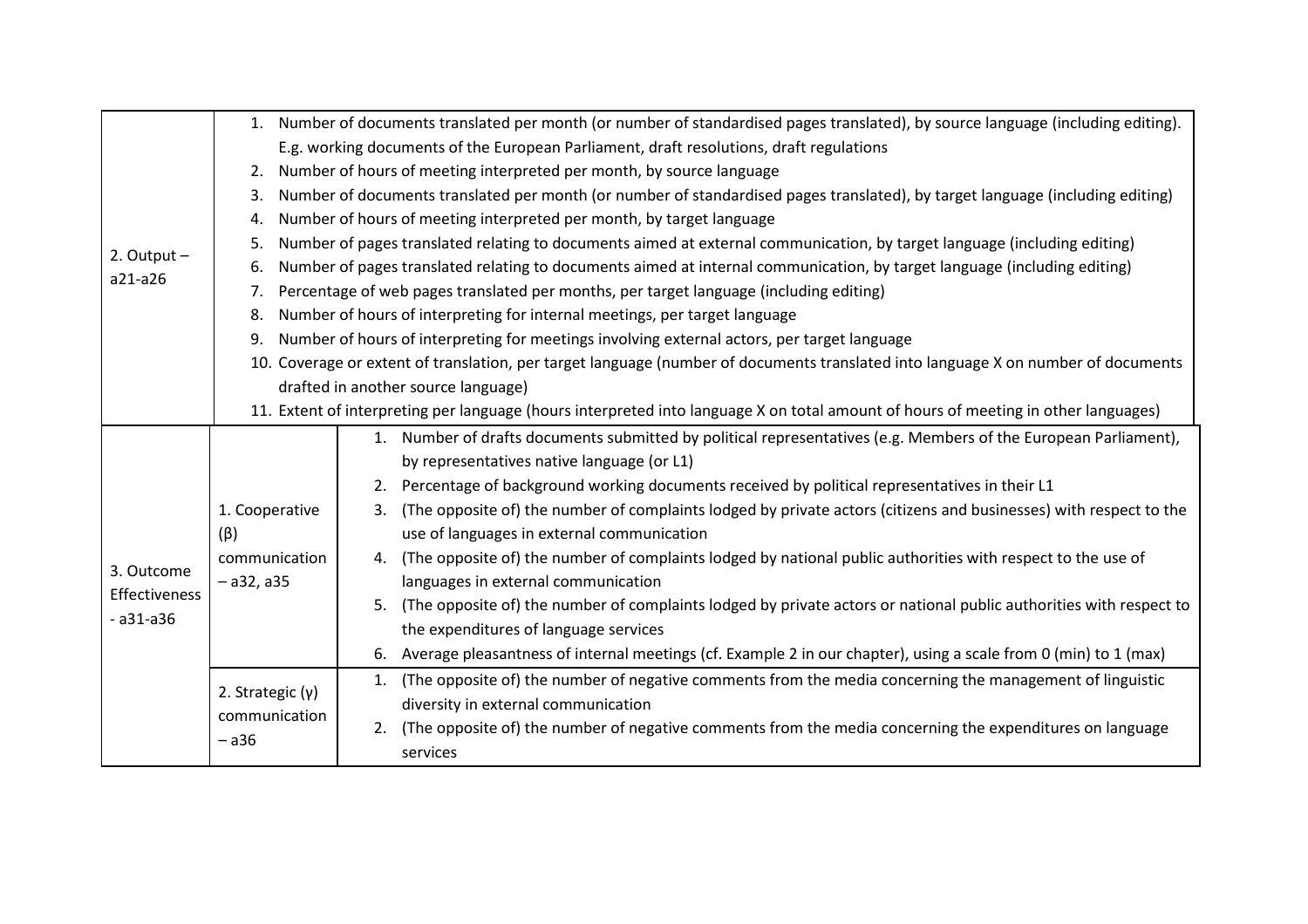| | | |
|---|---|---|
| 2. Output – a21-a26 | 1. Number of documents translated per month (or number of standardised pages translated), by source language (including editing). E.g. working documents of the European Parliament, draft resolutions, draft regulations<br>2. Number of hours of meeting interpreted per month, by source language<br>3. Number of documents translated per month (or number of standardised pages translated), by target language (including editing)<br>4. Number of hours of meeting interpreted per month, by target language<br>5. Number of pages translated relating to documents aimed at external communication, by target language (including editing)<br>6. Number of pages translated relating to documents aimed at internal communication, by target language (including editing)<br>7. Percentage of web pages translated per months, per target language (including editing)<br>8. Number of hours of interpreting for internal meetings, per target language<br>9. Number of hours of interpreting for meetings involving external actors, per target language<br>10. Coverage or extent of translation, per target language (number of documents translated into language X on number of documents drafted in another source language)<br>11. Extent of interpreting per language (hours interpreted into language X on total amount of hours of meeting in other languages) | |
| 3. Outcome Effectiveness - a31-a36 | 1. Cooperative (β) communication – a32, a35 | 1. Number of drafts documents submitted by political representatives (e.g. Members of the European Parliament), by representatives native language (or L1)<br>2. Percentage of background working documents received by political representatives in their L1<br>3. (The opposite of) the number of complaints lodged by private actors (citizens and businesses) with respect to the use of languages in external communication<br>4. (The opposite of) the number of complaints lodged by national public authorities with respect to the use of languages in external communication<br>5. (The opposite of) the number of complaints lodged by private actors or national public authorities with respect to the expenditures of language services<br>6. Average pleasantness of internal meetings (cf. Example 2 in our chapter), using a scale from 0 (min) to 1 (max) |
| | 2. Strategic (γ) communication – a36 | 1. (The opposite of) the number of negative comments from the media concerning the management of linguistic diversity in external communication<br>2. (The opposite of) the number of negative comments from the media concerning the expenditures on language services |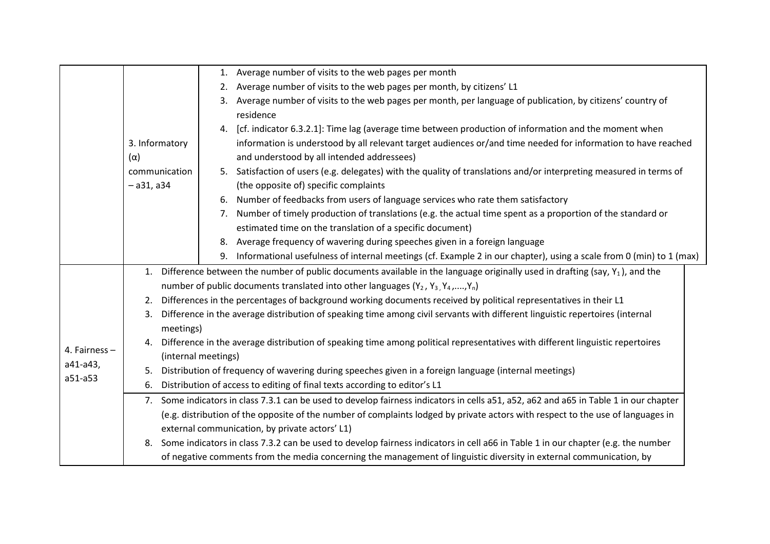| | | |
|---|---|---|
| | 3. Informatory (α) communication – a31, a34 | 1. Average number of visits to the web pages per month<br>2. Average number of visits to the web pages per month, by citizens' L1<br>3. Average number of visits to the web pages per month, per language of publication, by citizens' country of residence<br>4. [cf. indicator 6.3.2.1]: Time lag (average time between production of information and the moment when information is understood by all relevant target audiences or/and time needed for information to have reached and understood by all intended addressees)<br>5. Satisfaction of users (e.g. delegates) with the quality of translations and/or interpreting measured in terms of (the opposite of) specific complaints<br>6. Number of feedbacks from users of language services who rate them satisfactory<br>7. Number of timely production of translations (e.g. the actual time spent as a proportion of the standard or estimated time on the translation of a specific document)<br>8. Average frequency of wavering during speeches given in a foreign language<br>9. Informational usefulness of internal meetings (cf. Example 2 in our chapter), using a scale from 0 (min) to 1 (max) |
| 4. Fairness – a41-a43, a51-a53 | 1. Difference between the number of public documents available in the language originally used in drafting (say, $Y_1$), and the number of public documents translated into other languages ($Y_2$, $Y_3$, $Y_4$,....,$Y_n$)<br>2. Differences in the percentages of background working documents received by political representatives in their L1<br>3. Difference in the average distribution of speaking time among civil servants with different linguistic repertoires (internal meetings)<br>4. Difference in the average distribution of speaking time among political representatives with different linguistic repertoires (internal meetings)<br>5. Distribution of frequency of wavering during speeches given in a foreign language (internal meetings)<br>6. Distribution of access to editing of final texts according to editor's L1 | |
| | 7. Some indicators in class 7.3.1 can be used to develop fairness indicators in cells a51, a52, a62 and a65 in Table 1 in our chapter (e.g. distribution of the opposite of the number of complaints lodged by private actors with respect to the use of languages in external communication, by private actors' L1)<br>8. Some indicators in class 7.3.2 can be used to develop fairness indicators in cell a66 in Table 1 in our chapter (e.g. the number of negative comments from the media concerning the management of linguistic diversity in external communication, by | |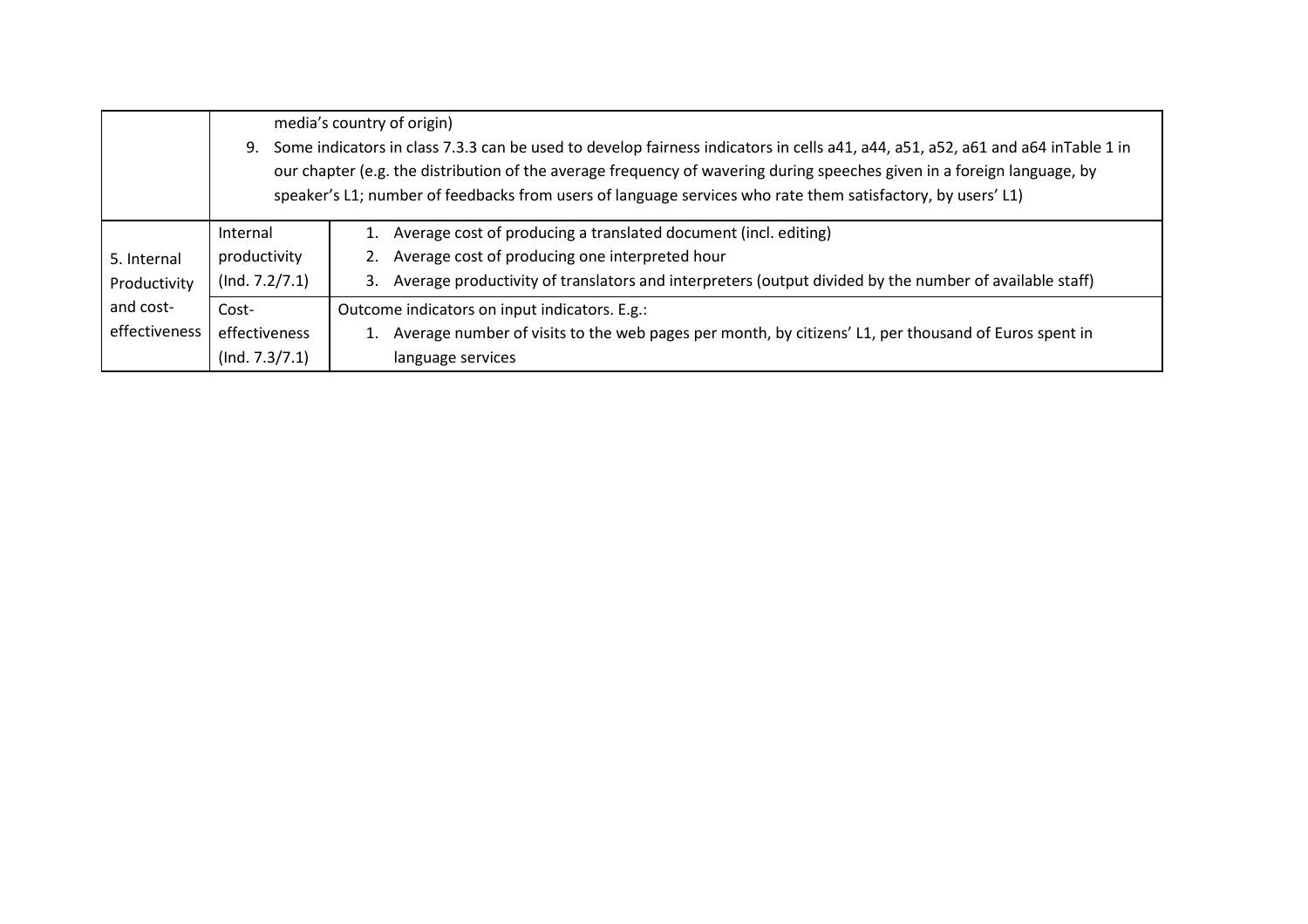|  |  |  |
|---|---|---|
|  | media's country of origin)<br>9. Some indicators in class 7.3.3 can be used to develop fairness indicators in cells a41, a44, a51, a52, a61 and a64 inTable 1 in our chapter (e.g. the distribution of the average frequency of wavering during speeches given in a foreign language, by speaker's L1; number of feedbacks from users of language services who rate them satisfactory, by users' L1) | |
| 5. Internal Productivity and cost-effectiveness | Internal productivity (Ind. 7.2/7.1) | 1. Average cost of producing a translated document (incl. editing)<br>2. Average cost of producing one interpreted hour<br>3. Average productivity of translators and interpreters (output divided by the number of available staff) |
|  | Cost-effectiveness (Ind. 7.3/7.1) | Outcome indicators on input indicators. E.g.:<br>1. Average number of visits to the web pages per month, by citizens' L1, per thousand of Euros spent in language services |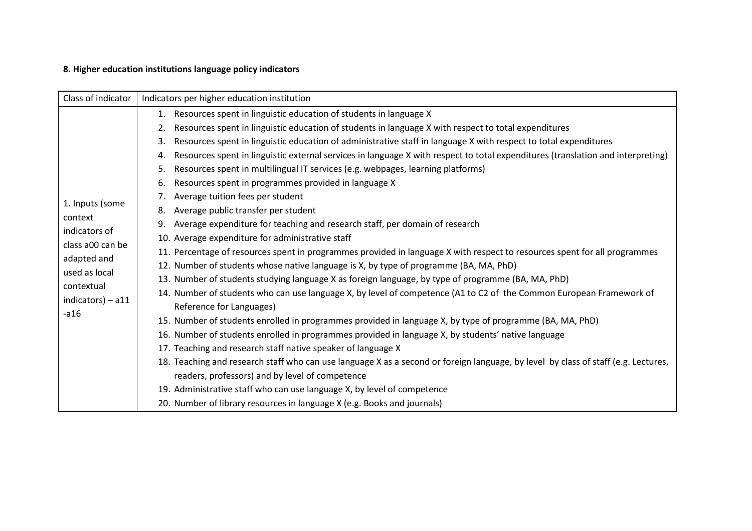**8. Higher education institutions language policy indicators**

| Class of indicator | Indicators per higher education institution |
|---|---|
| 1. Inputs (some context indicators of class a00 can be adapted and used as local contextual indicators) – a11 -a16 | 1. Resources spent in linguistic education of students in language X<br>2. Resources spent in linguistic education of students in language X with respect to total expenditures<br>3. Resources spent in linguistic education of administrative staff in language X with respect to total expenditures<br>4. Resources spent in linguistic external services in language X with respect to total expenditures (translation and interpreting)<br>5. Resources spent in multilingual IT services (e.g. webpages, learning platforms)<br>6. Resources spent in programmes provided in language X<br>7. Average tuition fees per student<br>8. Average public transfer per student<br>9. Average expenditure for teaching and research staff, per domain of research<br>10. Average expenditure for administrative staff<br>11. Percentage of resources spent in programmes provided in language X with respect to resources spent for all programmes<br>12. Number of students whose native language is X, by type of programme (BA, MA, PhD)<br>13. Number of students studying language X as foreign language, by type of programme (BA, MA, PhD)<br>14. Number of students who can use language X, by level of competence (A1 to C2 of the Common European Framework of Reference for Languages)<br>15. Number of students enrolled in programmes provided in language X, by type of programme (BA, MA, PhD)<br>16. Number of students enrolled in programmes provided in language X, by students' native language<br>17. Teaching and research staff native speaker of language X<br>18. Teaching and research staff who can use language X as a second or foreign language, by level by class of staff (e.g. Lectures, readers, professors) and by level of competence<br>19. Administrative staff who can use language X, by level of competence<br>20. Number of library resources in language X (e.g. Books and journals) |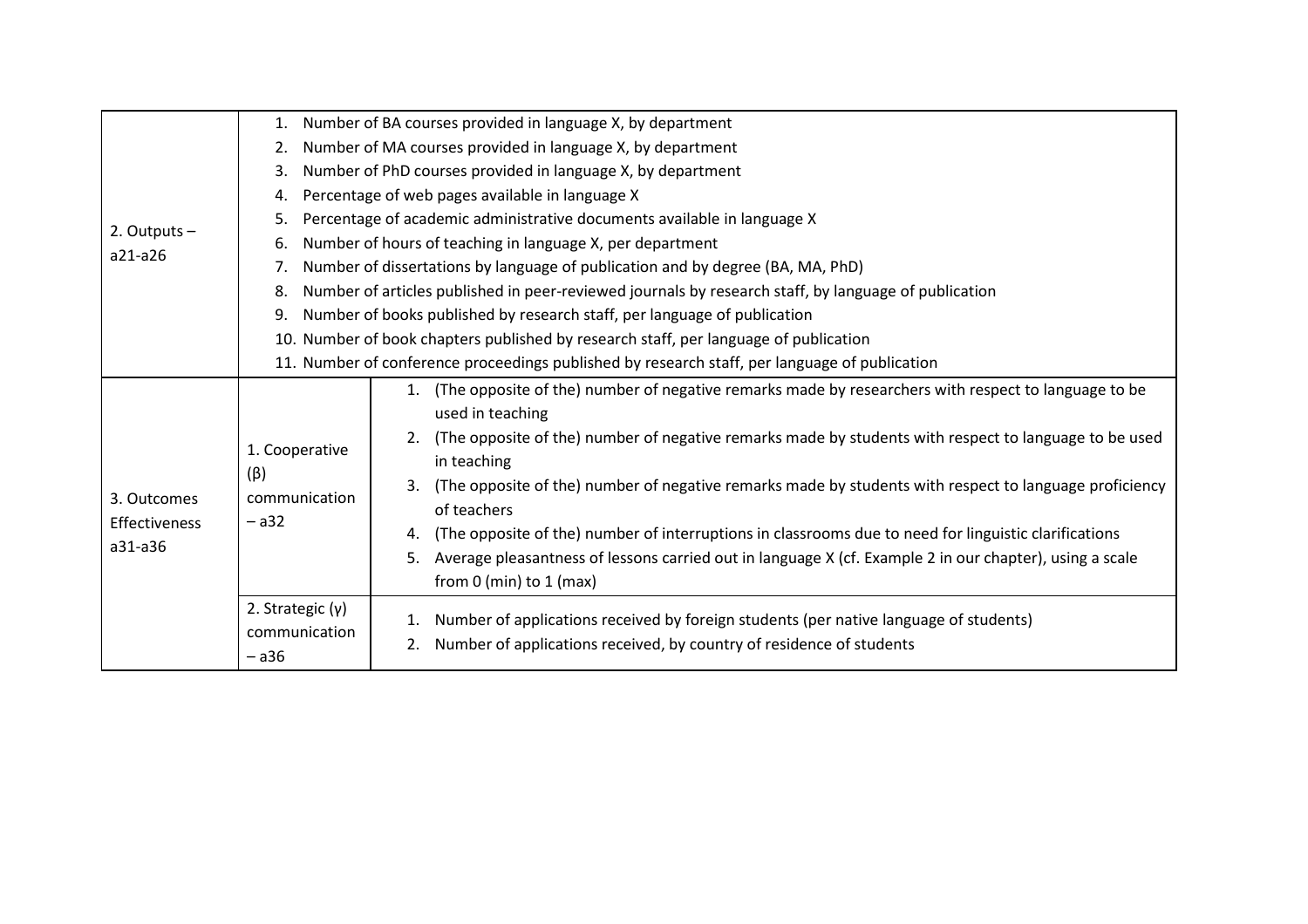| | | |
|---|---|---|
| 2. Outputs – a21-a26 | | 1. Number of BA courses provided in language X, by department<br>2. Number of MA courses provided in language X, by department<br>3. Number of PhD courses provided in language X, by department<br>4. Percentage of web pages available in language X<br>5. Percentage of academic administrative documents available in language X<br>6. Number of hours of teaching in language X, per department<br>7. Number of dissertations by language of publication and by degree (BA, MA, PhD)<br>8. Number of articles published in peer-reviewed journals by research staff, by language of publication<br>9. Number of books published by research staff, per language of publication<br>10. Number of book chapters published by research staff, per language of publication<br>11. Number of conference proceedings published by research staff, per language of publication |
| 3. Outcomes Effectiveness a31-a36 | 1. Cooperative (β) communication – a32 | 1. (The opposite of the) number of negative remarks made by researchers with respect to language to be used in teaching<br>2. (The opposite of the) number of negative remarks made by students with respect to language to be used in teaching<br>3. (The opposite of the) number of negative remarks made by students with respect to language proficiency of teachers<br>4. (The opposite of the) number of interruptions in classrooms due to need for linguistic clarifications<br>5. Average pleasantness of lessons carried out in language X (cf. Example 2 in our chapter), using a scale from 0 (min) to 1 (max) |
| | 2. Strategic (γ) communication – a36 | 1. Number of applications received by foreign students (per native language of students)<br>2. Number of applications received, by country of residence of students |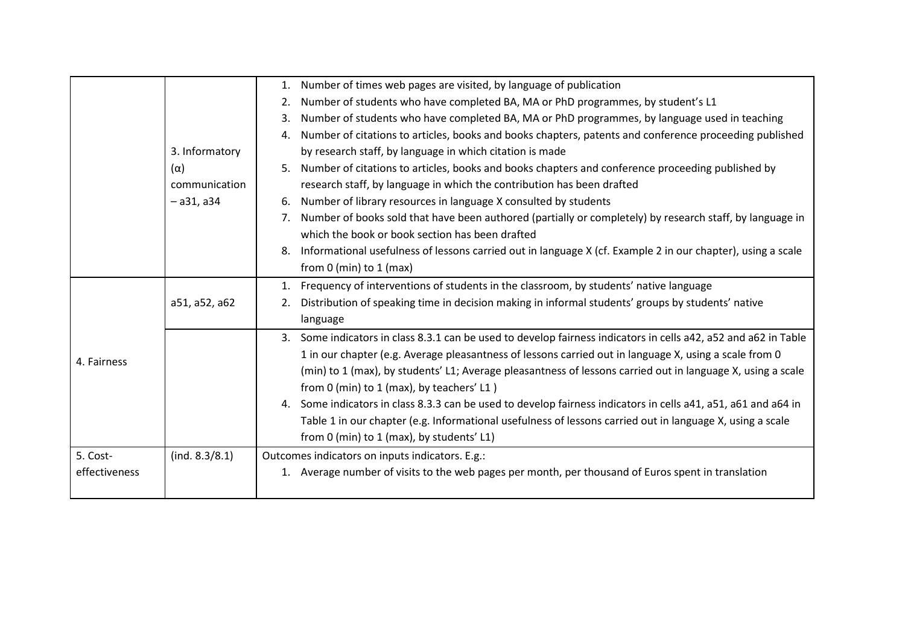| | | |
|---|---|---|
| | 3. Informatory (α) communication – a31, a34 | 1. Number of times web pages are visited, by language of publication<br>2. Number of students who have completed BA, MA or PhD programmes, by student's L1<br>3. Number of students who have completed BA, MA or PhD programmes, by language used in teaching<br>4. Number of citations to articles, books and books chapters, patents and conference proceeding published by research staff, by language in which citation is made<br>5. Number of citations to articles, books and books chapters and conference proceeding published by research staff, by language in which the contribution has been drafted<br>6. Number of library resources in language X consulted by students<br>7. Number of books sold that have been authored (partially or completely) by research staff, by language in which the book or book section has been drafted<br>8. Informational usefulness of lessons carried out in language X (cf. Example 2 in our chapter), using a scale from 0 (min) to 1 (max) |
| 4. Fairness | a51, a52, a62 | 1. Frequency of interventions of students in the classroom, by students' native language<br>2. Distribution of speaking time in decision making in informal students' groups by students' native language |
| | | 3. Some indicators in class 8.3.1 can be used to develop fairness indicators in cells a42, a52 and a62 in Table 1 in our chapter (e.g. Average pleasantness of lessons carried out in language X, using a scale from 0 (min) to 1 (max), by students' L1; Average pleasantness of lessons carried out in language X, using a scale from 0 (min) to 1 (max), by teachers' L1 )<br>4. Some indicators in class 8.3.3 can be used to develop fairness indicators in cells a41, a51, a61 and a64 in Table 1 in our chapter (e.g. Informational usefulness of lessons carried out in language X, using a scale from 0 (min) to 1 (max), by students' L1) |
| 5. Cost-effectiveness | (ind. 8.3/8.1) | Outcomes indicators on inputs indicators. E.g.:<br>1. Average number of visits to the web pages per month, per thousand of Euros spent in translation |